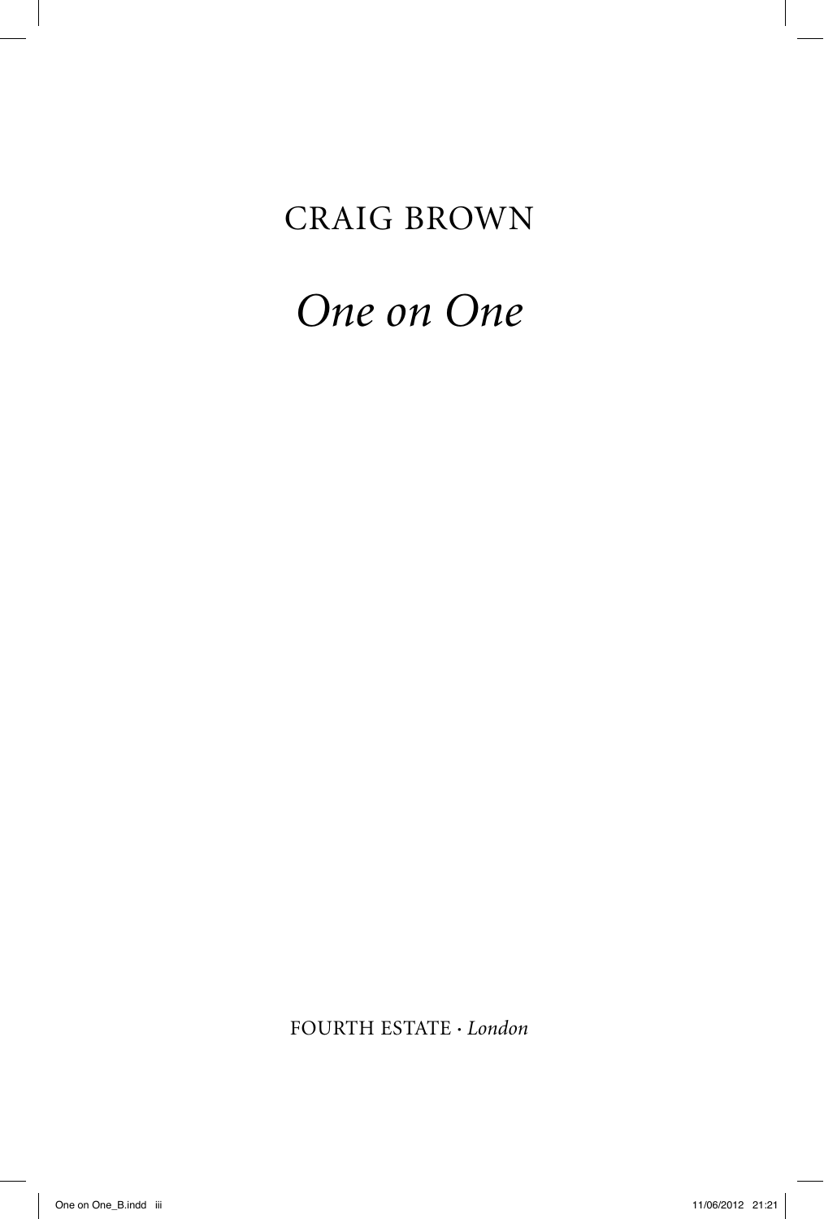CRAIG BROWN

# *One on One*

FOURTH ESTATE · *London*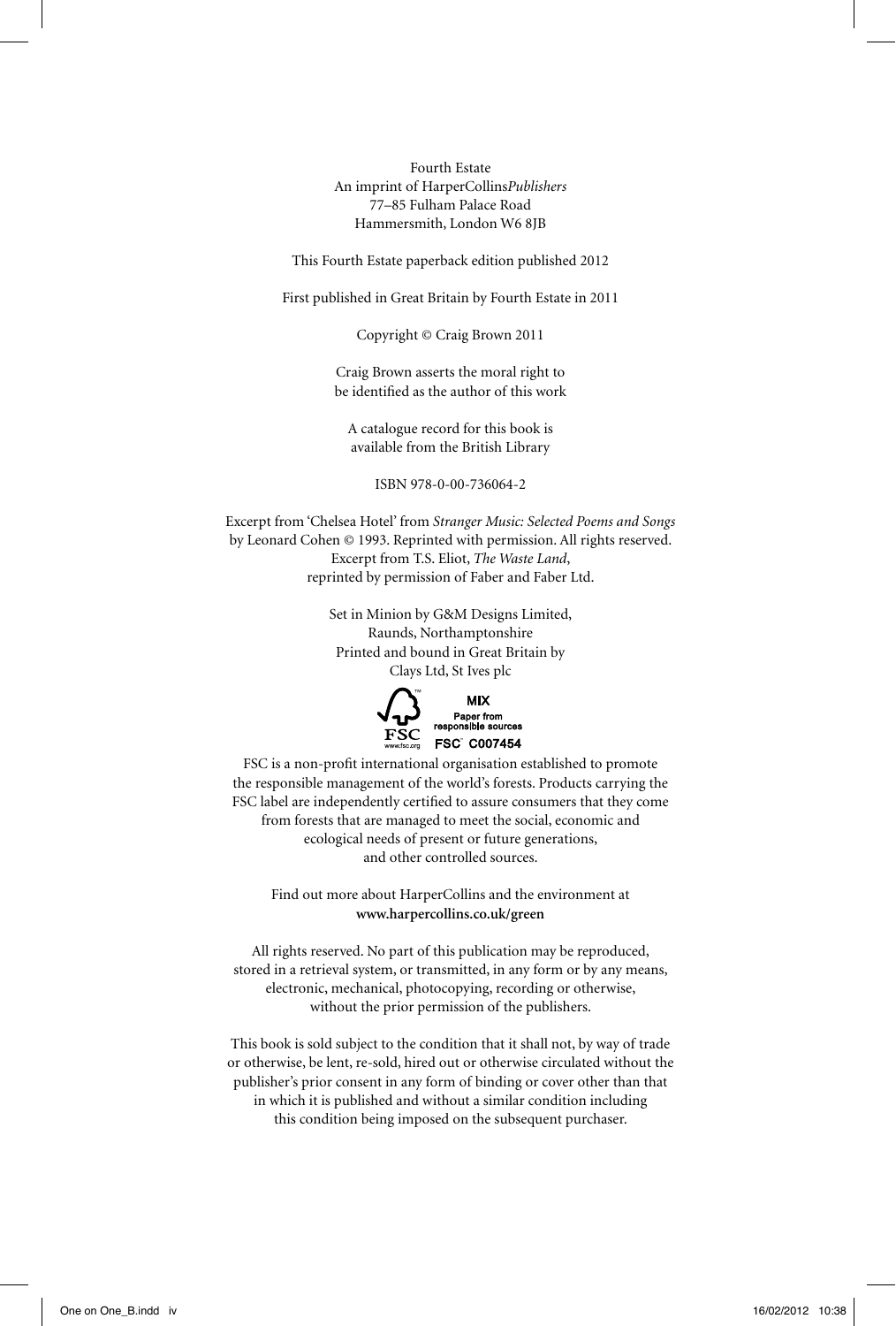Fourth Estate
An imprint of HarperCollins*Publishers*
77–85 Fulham Palace Road
Hammersmith, London W6 8JB

This Fourth Estate paperback edition published 2012

First published in Great Britain by Fourth Estate in 2011

Copyright © Craig Brown 2011

Craig Brown asserts the moral right to
be identified as the author of this work

A catalogue record for this book is
available from the British Library

ISBN 978-0-00-736064-2

Excerpt from 'Chelsea Hotel' from *Stranger Music: Selected Poems and Songs*
by Leonard Cohen © 1993. Reprinted with permission. All rights reserved.
Excerpt from T.S. Eliot, *The Waste Land*,
reprinted by permission of Faber and Faber Ltd.

Set in Minion by G&M Designs Limited,
Raunds, Northamptonshire
Printed and bound in Great Britain by
Clays Ltd, St Ives plc

FSC www.fsc.org MIX Paper from responsible sources FSC C007454

FSC is a non-profit international organisation established to promote
the responsible management of the world's forests. Products carrying the
FSC label are independently certified to assure consumers that they come
from forests that are managed to meet the social, economic and
ecological needs of present or future generations,
and other controlled sources.

Find out more about HarperCollins and the environment at
**www.harpercollins.co.uk/green**

All rights reserved. No part of this publication may be reproduced,
stored in a retrieval system, or transmitted, in any form or by any means,
electronic, mechanical, photocopying, recording or otherwise,
without the prior permission of the publishers.

This book is sold subject to the condition that it shall not, by way of trade
or otherwise, be lent, re-sold, hired out or otherwise circulated without the
publisher's prior consent in any form of binding or cover other than that
in which it is published and without a similar condition including
this condition being imposed on the subsequent purchaser.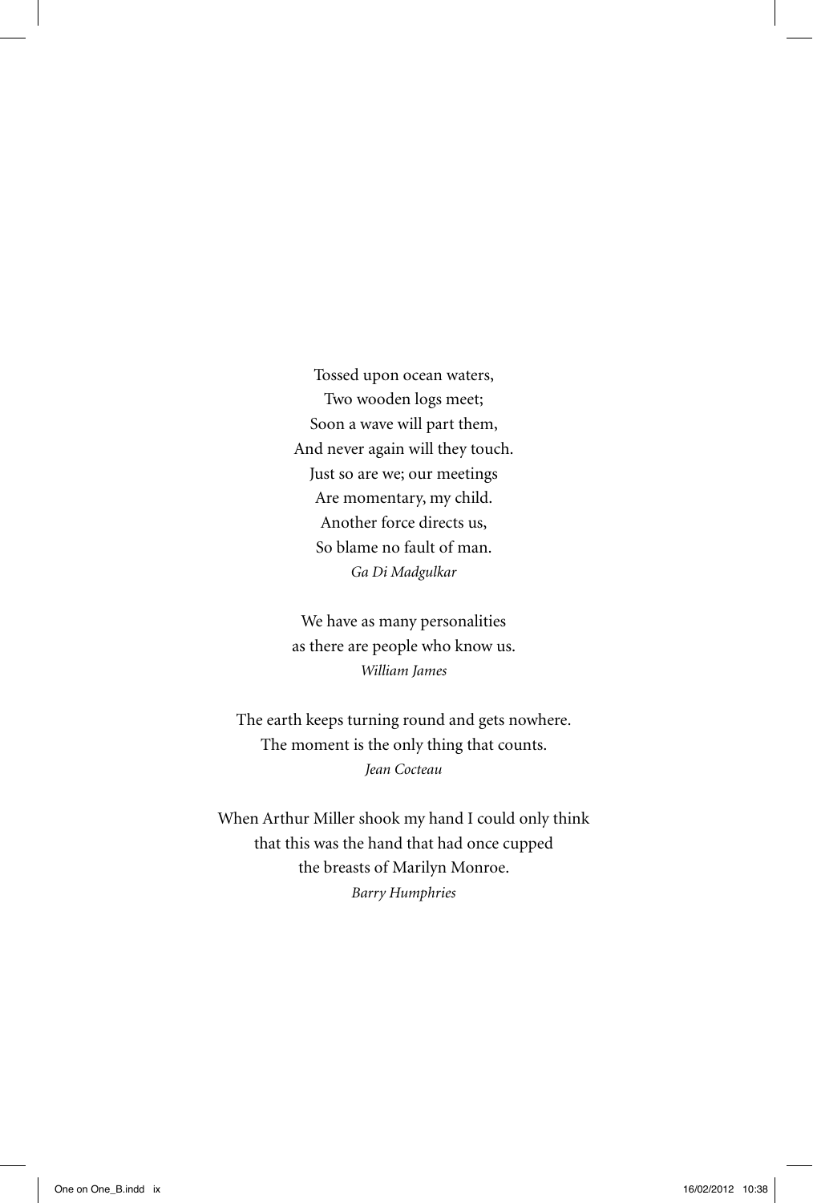Tossed upon ocean waters,  
Two wooden logs meet;  
Soon a wave will part them,  
And never again will they touch.  
Just so are we; our meetings  
Are momentary, my child.  
Another force directs us,  
So blame no fault of man.  
*Ga Di Madgulkar*

We have as many personalities  
as there are people who know us.  
*William James*

The earth keeps turning round and gets nowhere.  
The moment is the only thing that counts.  
*Jean Cocteau*

When Arthur Miller shook my hand I could only think  
that this was the hand that had once cupped  
the breasts of Marilyn Monroe.  
*Barry Humphries*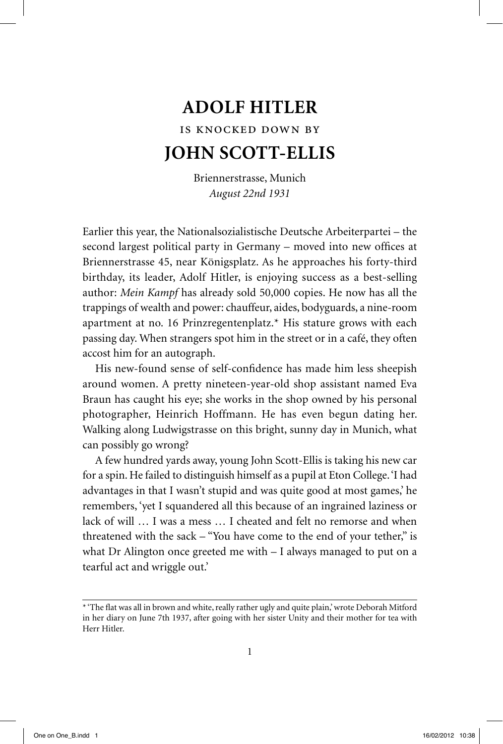# ADOLF HITLER

is knocked down by

# JOHN SCOTT-ELLIS

Briennerstrasse, Munich
*August 22nd 1931*

Earlier this year, the Nationalsozialistische Deutsche Arbeiterpartei – the second largest political party in Germany – moved into new offices at Briennerstrasse 45, near Königsplatz. As he approaches his forty-third birthday, its leader, Adolf Hitler, is enjoying success as a best-selling author: *Mein Kampf* has already sold 50,000 copies. He now has all the trappings of wealth and power: chauffeur, aides, bodyguards, a nine-room apartment at no. 16 Prinzregentenplatz.* His stature grows with each passing day. When strangers spot him in the street or in a café, they often accost him for an autograph.

His new-found sense of self-confidence has made him less sheepish around women. A pretty nineteen-year-old shop assistant named Eva Braun has caught his eye; she works in the shop owned by his personal photographer, Heinrich Hoffmann. He has even begun dating her. Walking along Ludwigstrasse on this bright, sunny day in Munich, what can possibly go wrong?

A few hundred yards away, young John Scott-Ellis is taking his new car for a spin. He failed to distinguish himself as a pupil at Eton College. 'I had advantages in that I wasn't stupid and was quite good at most games,' he remembers, 'yet I squandered all this because of an ingrained laziness or lack of will … I was a mess … I cheated and felt no remorse and when threatened with the sack – "You have come to the end of your tether," is what Dr Alington once greeted me with – I always managed to put on a tearful act and wriggle out.'

---

* 'The flat was all in brown and white, really rather ugly and quite plain,' wrote Deborah Mitford in her diary on June 7th 1937, after going with her sister Unity and their mother for tea with Herr Hitler.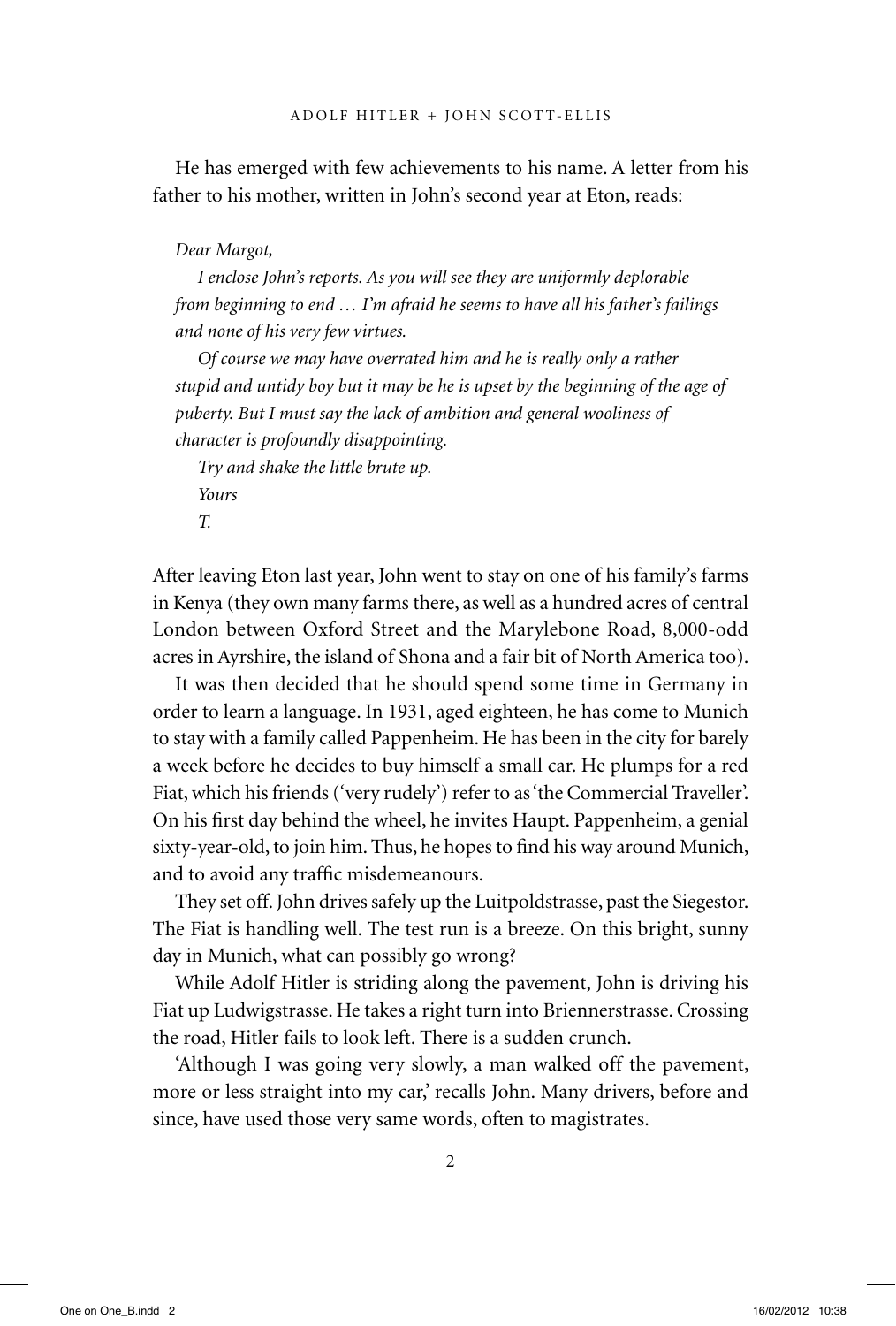He has emerged with few achievements to his name. A letter from his father to his mother, written in John's second year at Eton, reads:

> *Dear Margot,*
>
> *I enclose John's reports. As you will see they are uniformly deplorable from beginning to end … I'm afraid he seems to have all his father's failings and none of his very few virtues.*
>
> *Of course we may have overrated him and he is really only a rather stupid and untidy boy but it may be he is upset by the beginning of the age of puberty. But I must say the lack of ambition and general wooliness of character is profoundly disappointing.*
>
> *Try and shake the little brute up.*
>
> *Yours*
>
> *T.*

After leaving Eton last year, John went to stay on one of his family's farms in Kenya (they own many farms there, as well as a hundred acres of central London between Oxford Street and the Marylebone Road, 8,000-odd acres in Ayrshire, the island of Shona and a fair bit of North America too).

It was then decided that he should spend some time in Germany in order to learn a language. In 1931, aged eighteen, he has come to Munich to stay with a family called Pappenheim. He has been in the city for barely a week before he decides to buy himself a small car. He plumps for a red Fiat, which his friends ('very rudely') refer to as 'the Commercial Traveller'. On his first day behind the wheel, he invites Haupt. Pappenheim, a genial sixty-year-old, to join him. Thus, he hopes to find his way around Munich, and to avoid any traffic misdemeanours.

They set off. John drives safely up the Luitpoldstrasse, past the Siegestor. The Fiat is handling well. The test run is a breeze. On this bright, sunny day in Munich, what can possibly go wrong?

While Adolf Hitler is striding along the pavement, John is driving his Fiat up Ludwigstrasse. He takes a right turn into Briennerstrasse. Crossing the road, Hitler fails to look left. There is a sudden crunch.

'Although I was going very slowly, a man walked off the pavement, more or less straight into my car,' recalls John. Many drivers, before and since, have used those very same words, often to magistrates.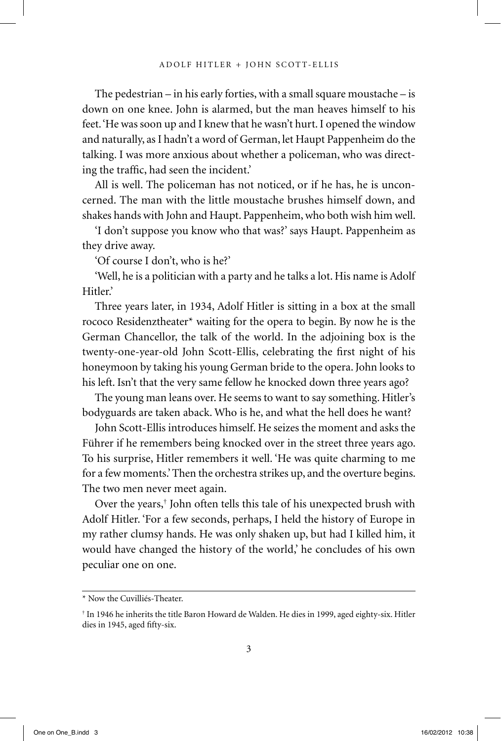The pedestrian – in his early forties, with a small square moustache – is down on one knee. John is alarmed, but the man heaves himself to his feet. 'He was soon up and I knew that he wasn't hurt. I opened the window and naturally, as I hadn't a word of German, let Haupt Pappenheim do the talking. I was more anxious about whether a policeman, who was directing the traffic, had seen the incident.'

All is well. The policeman has not noticed, or if he has, he is unconcerned. The man with the little moustache brushes himself down, and shakes hands with John and Haupt. Pappenheim, who both wish him well.

'I don't suppose you know who that was?' says Haupt. Pappenheim as they drive away.

'Of course I don't, who is he?'

'Well, he is a politician with a party and he talks a lot. His name is Adolf Hitler.'

Three years later, in 1934, Adolf Hitler is sitting in a box at the small rococo Residenztheater* waiting for the opera to begin. By now he is the German Chancellor, the talk of the world. In the adjoining box is the twenty-one-year-old John Scott-Ellis, celebrating the first night of his honeymoon by taking his young German bride to the opera. John looks to his left. Isn't that the very same fellow he knocked down three years ago?

The young man leans over. He seems to want to say something. Hitler's bodyguards are taken aback. Who is he, and what the hell does he want?

John Scott-Ellis introduces himself. He seizes the moment and asks the Führer if he remembers being knocked over in the street three years ago. To his surprise, Hitler remembers it well. 'He was quite charming to me for a few moments.' Then the orchestra strikes up, and the overture begins. The two men never meet again.

Over the years,† John often tells this tale of his unexpected brush with Adolf Hitler. 'For a few seconds, perhaps, I held the history of Europe in my rather clumsy hands. He was only shaken up, but had I killed him, it would have changed the history of the world,' he concludes of his own peculiar one on one.

---

* Now the Cuvilliés-Theater.

† In 1946 he inherits the title Baron Howard de Walden. He dies in 1999, aged eighty-six. Hitler dies in 1945, aged fifty-six.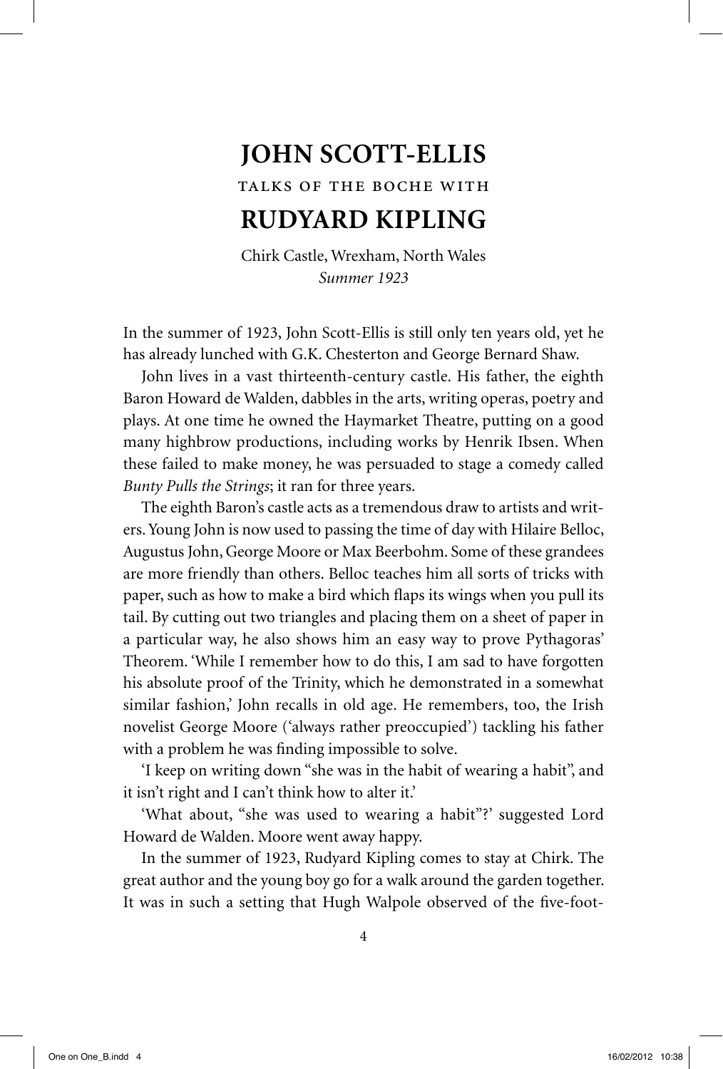# JOHN SCOTT-ELLIS

TALKS OF THE BOCHE WITH

# RUDYARD KIPLING

Chirk Castle, Wrexham, North Wales
*Summer 1923*

In the summer of 1923, John Scott-Ellis is still only ten years old, yet he has already lunched with G.K. Chesterton and George Bernard Shaw.

John lives in a vast thirteenth-century castle. His father, the eighth Baron Howard de Walden, dabbles in the arts, writing operas, poetry and plays. At one time he owned the Haymarket Theatre, putting on a good many highbrow productions, including works by Henrik Ibsen. When these failed to make money, he was persuaded to stage a comedy called *Bunty Pulls the Strings*; it ran for three years.

The eighth Baron's castle acts as a tremendous draw to artists and writers. Young John is now used to passing the time of day with Hilaire Belloc, Augustus John, George Moore or Max Beerbohm. Some of these grandees are more friendly than others. Belloc teaches him all sorts of tricks with paper, such as how to make a bird which flaps its wings when you pull its tail. By cutting out two triangles and placing them on a sheet of paper in a particular way, he also shows him an easy way to prove Pythagoras' Theorem. 'While I remember how to do this, I am sad to have forgotten his absolute proof of the Trinity, which he demonstrated in a somewhat similar fashion,' John recalls in old age. He remembers, too, the Irish novelist George Moore ('always rather preoccupied') tackling his father with a problem he was finding impossible to solve.

'I keep on writing down "she was in the habit of wearing a habit", and it isn't right and I can't think how to alter it.'

'What about, "she was used to wearing a habit"?' suggested Lord Howard de Walden. Moore went away happy.

In the summer of 1923, Rudyard Kipling comes to stay at Chirk. The great author and the young boy go for a walk around the garden together. It was in such a setting that Hugh Walpole observed of the five-foot-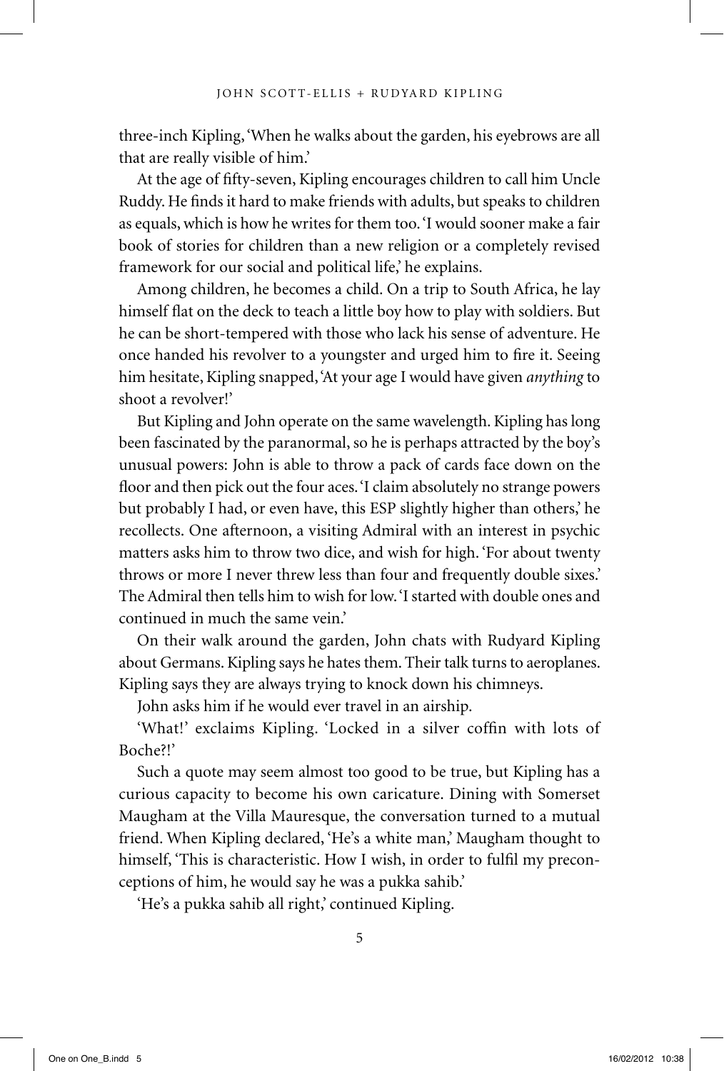three-inch Kipling, 'When he walks about the garden, his eyebrows are all that are really visible of him.'

At the age of fifty-seven, Kipling encourages children to call him Uncle Ruddy. He finds it hard to make friends with adults, but speaks to children as equals, which is how he writes for them too. 'I would sooner make a fair book of stories for children than a new religion or a completely revised framework for our social and political life,' he explains.

Among children, he becomes a child. On a trip to South Africa, he lay himself flat on the deck to teach a little boy how to play with soldiers. But he can be short-tempered with those who lack his sense of adventure. He once handed his revolver to a youngster and urged him to fire it. Seeing him hesitate, Kipling snapped, 'At your age I would have given *anything* to shoot a revolver!'

But Kipling and John operate on the same wavelength. Kipling has long been fascinated by the paranormal, so he is perhaps attracted by the boy's unusual powers: John is able to throw a pack of cards face down on the floor and then pick out the four aces. 'I claim absolutely no strange powers but probably I had, or even have, this ESP slightly higher than others,' he recollects. One afternoon, a visiting Admiral with an interest in psychic matters asks him to throw two dice, and wish for high. 'For about twenty throws or more I never threw less than four and frequently double sixes.' The Admiral then tells him to wish for low. 'I started with double ones and continued in much the same vein.'

On their walk around the garden, John chats with Rudyard Kipling about Germans. Kipling says he hates them. Their talk turns to aeroplanes. Kipling says they are always trying to knock down his chimneys.

John asks him if he would ever travel in an airship.

'What!' exclaims Kipling. 'Locked in a silver coffin with lots of Boche?!'

Such a quote may seem almost too good to be true, but Kipling has a curious capacity to become his own caricature. Dining with Somerset Maugham at the Villa Mauresque, the conversation turned to a mutual friend. When Kipling declared, 'He's a white man,' Maugham thought to himself, 'This is characteristic. How I wish, in order to fulfil my preconceptions of him, he would say he was a pukka sahib.'

'He's a pukka sahib all right,' continued Kipling.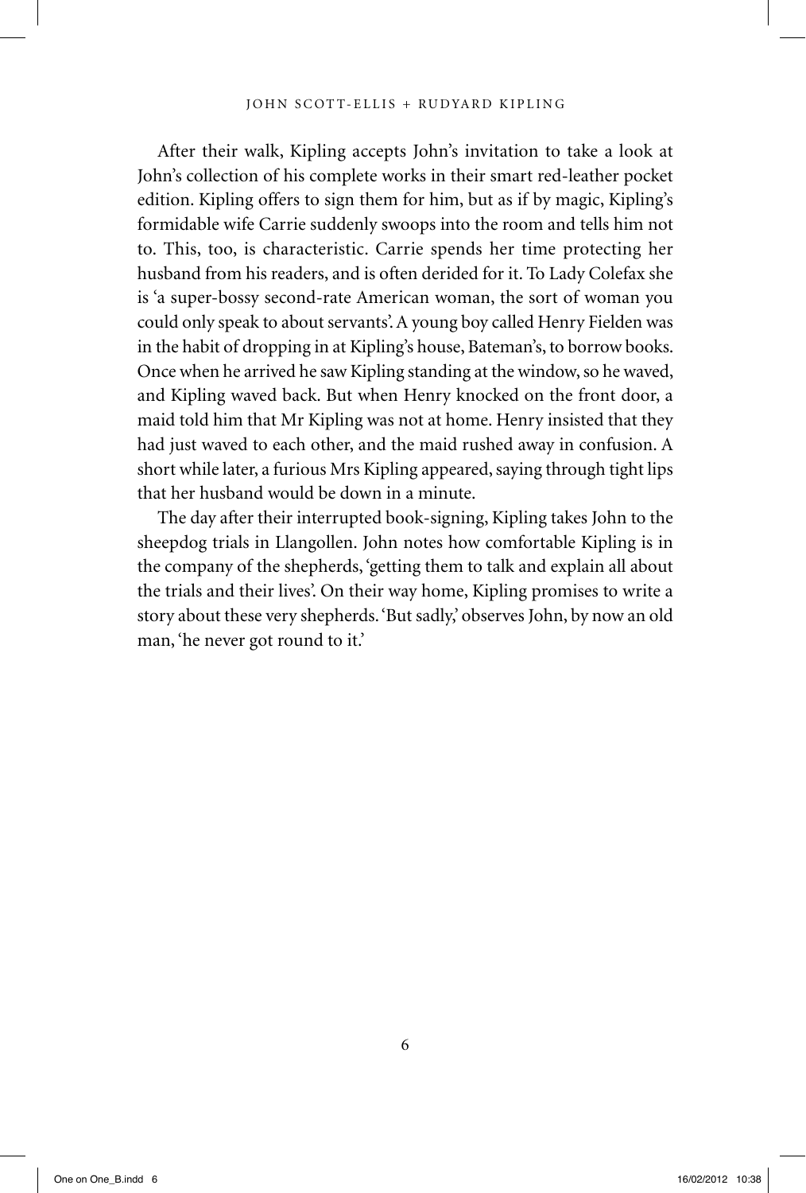After their walk, Kipling accepts John's invitation to take a look at John's collection of his complete works in their smart red-leather pocket edition. Kipling offers to sign them for him, but as if by magic, Kipling's formidable wife Carrie suddenly swoops into the room and tells him not to. This, too, is characteristic. Carrie spends her time protecting her husband from his readers, and is often derided for it. To Lady Colefax she is 'a super-bossy second-rate American woman, the sort of woman you could only speak to about servants'. A young boy called Henry Fielden was in the habit of dropping in at Kipling's house, Bateman's, to borrow books. Once when he arrived he saw Kipling standing at the window, so he waved, and Kipling waved back. But when Henry knocked on the front door, a maid told him that Mr Kipling was not at home. Henry insisted that they had just waved to each other, and the maid rushed away in confusion. A short while later, a furious Mrs Kipling appeared, saying through tight lips that her husband would be down in a minute.

The day after their interrupted book-signing, Kipling takes John to the sheepdog trials in Llangollen. John notes how comfortable Kipling is in the company of the shepherds, 'getting them to talk and explain all about the trials and their lives'. On their way home, Kipling promises to write a story about these very shepherds. 'But sadly,' observes John, by now an old man, 'he never got round to it.'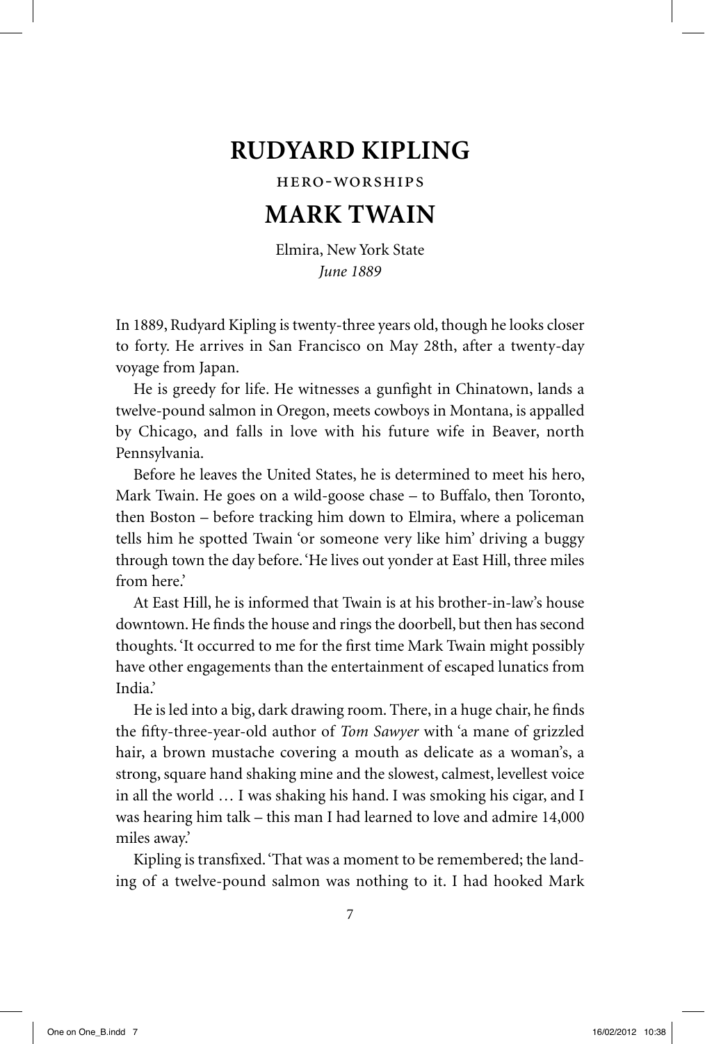# RUDYARD KIPLING

HERO-WORSHIPS

# MARK TWAIN

Elmira, New York State
*June 1889*

In 1889, Rudyard Kipling is twenty-three years old, though he looks closer to forty. He arrives in San Francisco on May 28th, after a twenty-day voyage from Japan.

He is greedy for life. He witnesses a gunfight in Chinatown, lands a twelve-pound salmon in Oregon, meets cowboys in Montana, is appalled by Chicago, and falls in love with his future wife in Beaver, north Pennsylvania.

Before he leaves the United States, he is determined to meet his hero, Mark Twain. He goes on a wild-goose chase – to Buffalo, then Toronto, then Boston – before tracking him down to Elmira, where a policeman tells him he spotted Twain 'or someone very like him' driving a buggy through town the day before. 'He lives out yonder at East Hill, three miles from here.'

At East Hill, he is informed that Twain is at his brother-in-law's house downtown. He finds the house and rings the doorbell, but then has second thoughts. 'It occurred to me for the first time Mark Twain might possibly have other engagements than the entertainment of escaped lunatics from India.'

He is led into a big, dark drawing room. There, in a huge chair, he finds the fifty-three-year-old author of *Tom Sawyer* with 'a mane of grizzled hair, a brown mustache covering a mouth as delicate as a woman's, a strong, square hand shaking mine and the slowest, calmest, levellest voice in all the world … I was shaking his hand. I was smoking his cigar, and I was hearing him talk – this man I had learned to love and admire 14,000 miles away.'

Kipling is transfixed. 'That was a moment to be remembered; the landing of a twelve-pound salmon was nothing to it. I had hooked Mark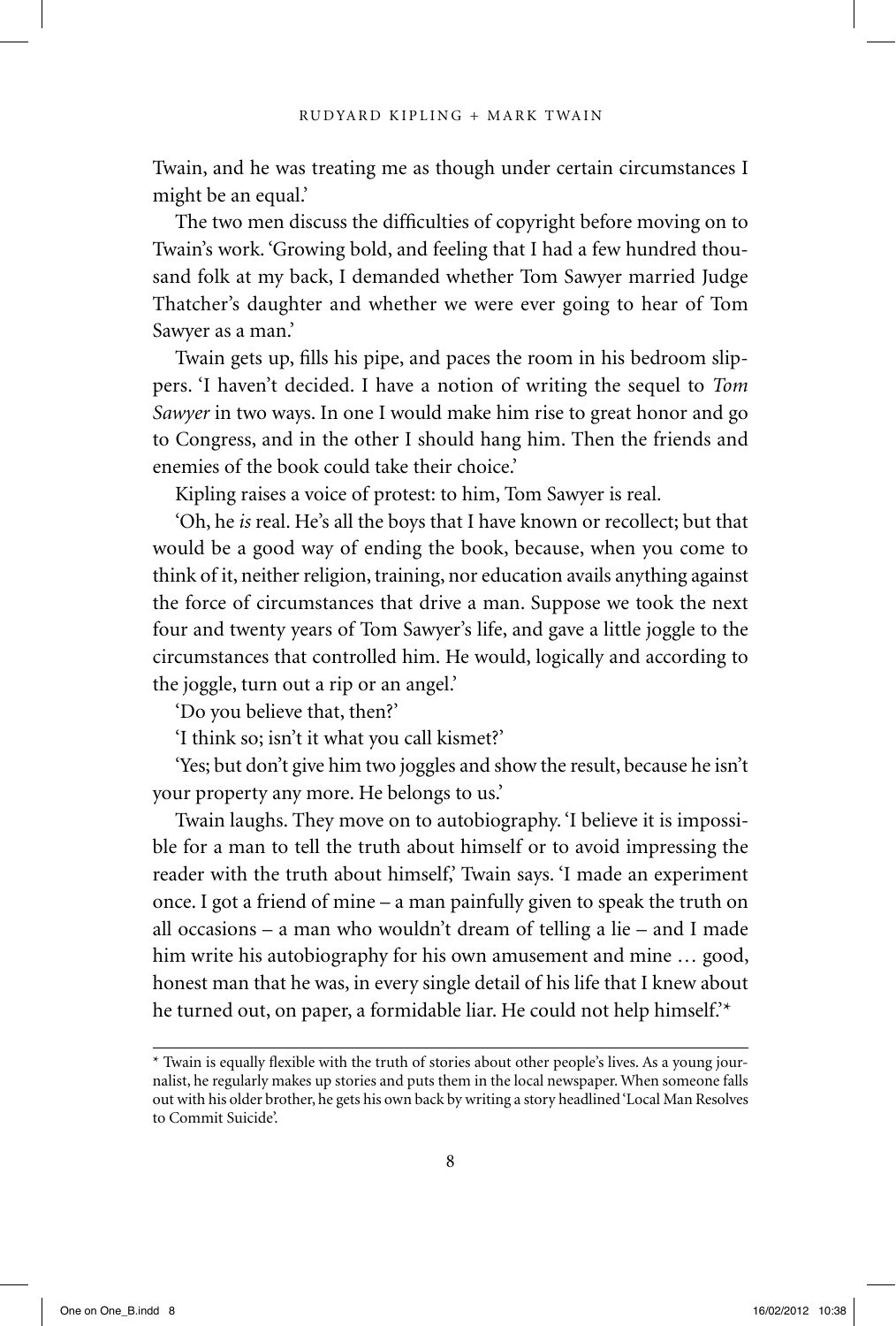Twain, and he was treating me as though under certain circumstances I might be an equal.'

The two men discuss the difficulties of copyright before moving on to Twain's work. 'Growing bold, and feeling that I had a few hundred thousand folk at my back, I demanded whether Tom Sawyer married Judge Thatcher's daughter and whether we were ever going to hear of Tom Sawyer as a man.'

Twain gets up, fills his pipe, and paces the room in his bedroom slippers. 'I haven't decided. I have a notion of writing the sequel to *Tom Sawyer* in two ways. In one I would make him rise to great honor and go to Congress, and in the other I should hang him. Then the friends and enemies of the book could take their choice.'

Kipling raises a voice of protest: to him, Tom Sawyer is real.

'Oh, he *is* real. He's all the boys that I have known or recollect; but that would be a good way of ending the book, because, when you come to think of it, neither religion, training, nor education avails anything against the force of circumstances that drive a man. Suppose we took the next four and twenty years of Tom Sawyer's life, and gave a little joggle to the circumstances that controlled him. He would, logically and according to the joggle, turn out a rip or an angel.'

'Do you believe that, then?'

'I think so; isn't it what you call kismet?'

'Yes; but don't give him two joggles and show the result, because he isn't your property any more. He belongs to us.'

Twain laughs. They move on to autobiography. 'I believe it is impossible for a man to tell the truth about himself or to avoid impressing the reader with the truth about himself,' Twain says. 'I made an experiment once. I got a friend of mine – a man painfully given to speak the truth on all occasions – a man who wouldn't dream of telling a lie – and I made him write his autobiography for his own amusement and mine … good, honest man that he was, in every single detail of his life that I knew about he turned out, on paper, a formidable liar. He could not help himself.'*

---

* Twain is equally flexible with the truth of stories about other people's lives. As a young journalist, he regularly makes up stories and puts them in the local newspaper. When someone falls out with his older brother, he gets his own back by writing a story headlined 'Local Man Resolves to Commit Suicide'.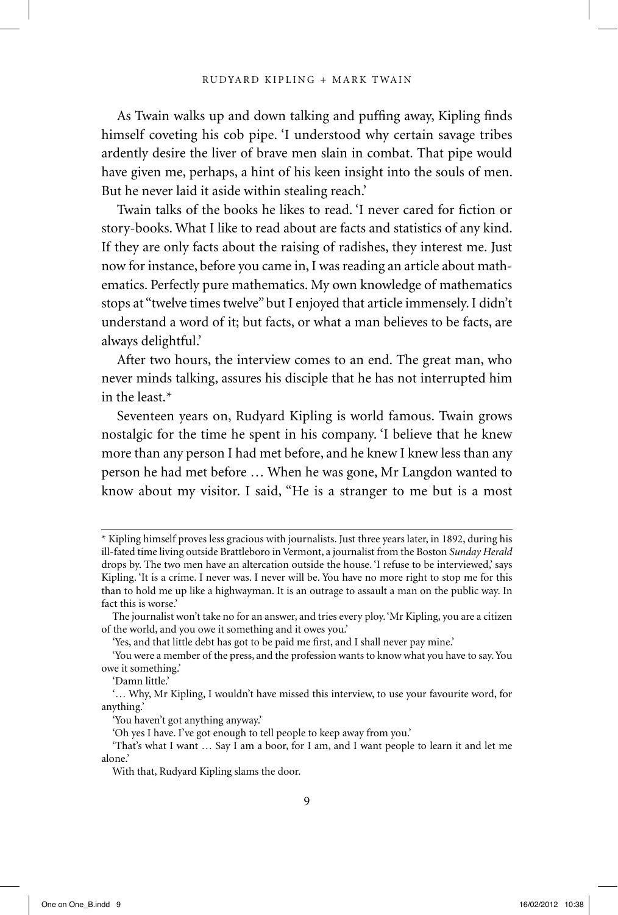As Twain walks up and down talking and puffing away, Kipling finds himself coveting his cob pipe. 'I understood why certain savage tribes ardently desire the liver of brave men slain in combat. That pipe would have given me, perhaps, a hint of his keen insight into the souls of men. But he never laid it aside within stealing reach.'

Twain talks of the books he likes to read. 'I never cared for fiction or story-books. What I like to read about are facts and statistics of any kind. If they are only facts about the raising of radishes, they interest me. Just now for instance, before you came in, I was reading an article about mathematics. Perfectly pure mathematics. My own knowledge of mathematics stops at "twelve times twelve" but I enjoyed that article immensely. I didn't understand a word of it; but facts, or what a man believes to be facts, are always delightful.'

After two hours, the interview comes to an end. The great man, who never minds talking, assures his disciple that he has not interrupted him in the least.*

Seventeen years on, Rudyard Kipling is world famous. Twain grows nostalgic for the time he spent in his company. 'I believe that he knew more than any person I had met before, and he knew I knew less than any person he had met before … When he was gone, Mr Langdon wanted to know about my visitor. I said, "He is a stranger to me but is a most

---

* Kipling himself proves less gracious with journalists. Just three years later, in 1892, during his ill-fated time living outside Brattleboro in Vermont, a journalist from the Boston *Sunday Herald* drops by. The two men have an altercation outside the house. 'I refuse to be interviewed,' says Kipling. 'It is a crime. I never was. I never will be. You have no more right to stop me for this than to hold me up like a highwayman. It is an outrage to assault a man on the public way. In fact this is worse.'

The journalist won't take no for an answer, and tries every ploy. 'Mr Kipling, you are a citizen of the world, and you owe it something and it owes you.'

'Yes, and that little debt has got to be paid me first, and I shall never pay mine.'

'You were a member of the press, and the profession wants to know what you have to say. You owe it something.'

'Damn little.'

'… Why, Mr Kipling, I wouldn't have missed this interview, to use your favourite word, for anything.'

'You haven't got anything anyway.'

'Oh yes I have. I've got enough to tell people to keep away from you.'

'That's what I want … Say I am a boor, for I am, and I want people to learn it and let me alone.'

With that, Rudyard Kipling slams the door.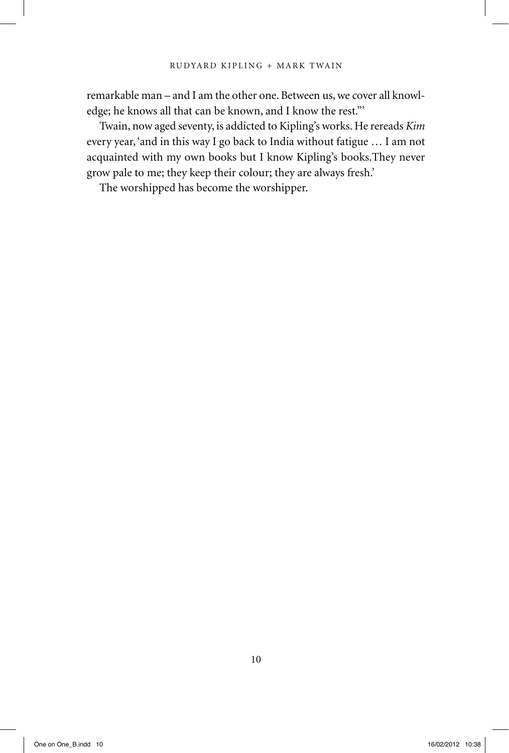remarkable man – and I am the other one. Between us, we cover all knowledge; he knows all that can be known, and I know the rest."'

Twain, now aged seventy, is addicted to Kipling's works. He rereads *Kim* every year, 'and in this way I go back to India without fatigue … I am not acquainted with my own books but I know Kipling's books. They never grow pale to me; they keep their colour; they are always fresh.'

The worshipped has become the worshipper.